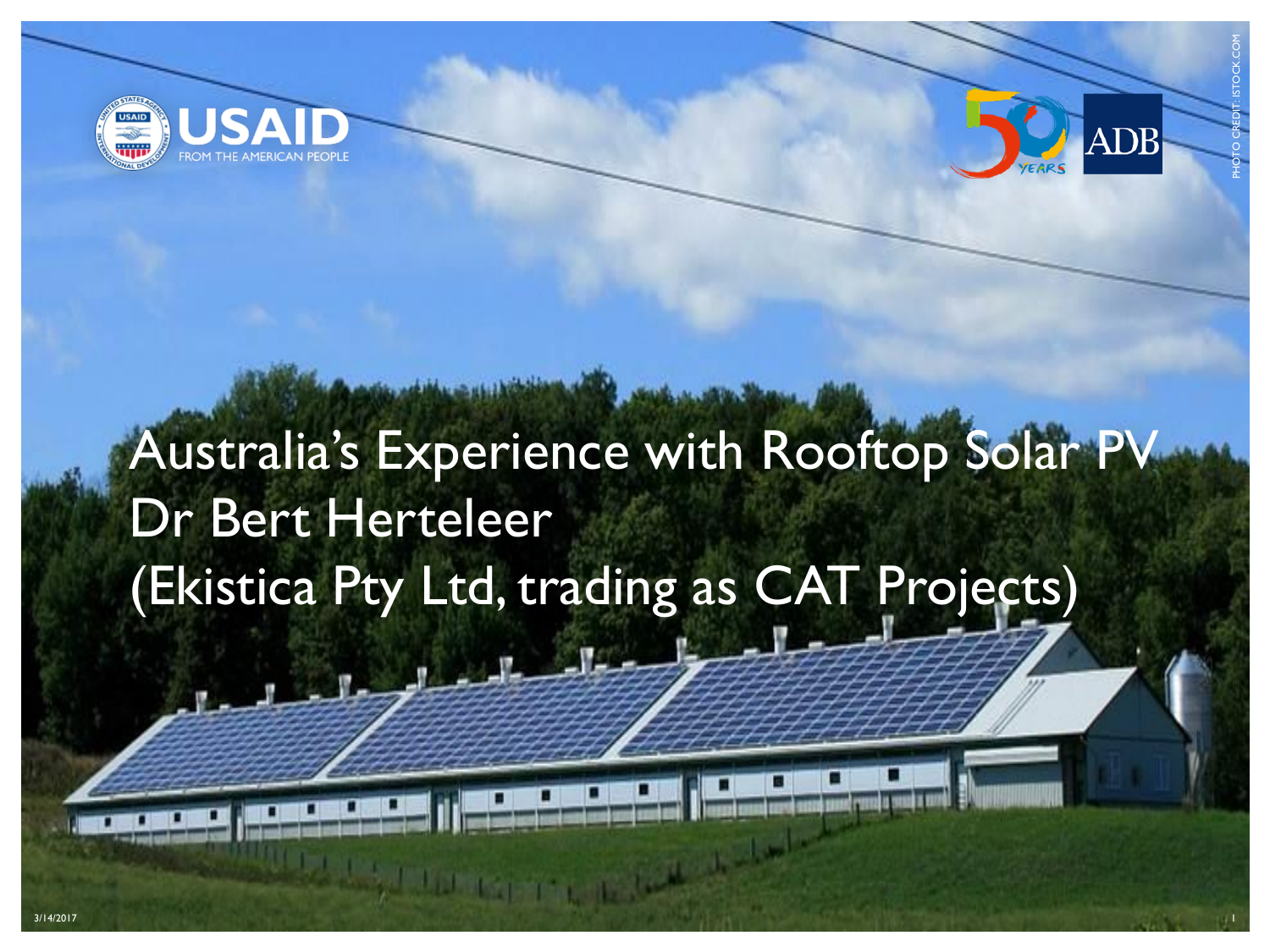# Australia's Experience with Rooftop Solar PV

Dr Bert Herteleer

(Ekistica Pty Ltd, trading as CAT Projects)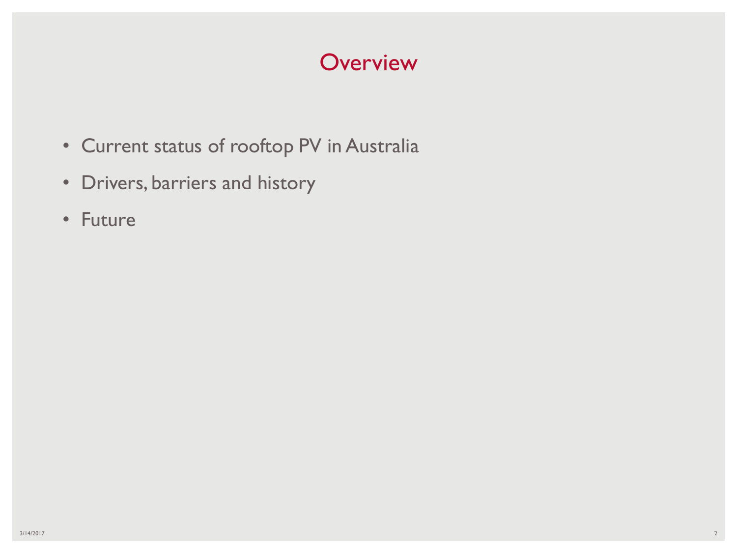# Overview

- Current status of rooftop PV in Australia
- Drivers, barriers and history
- Future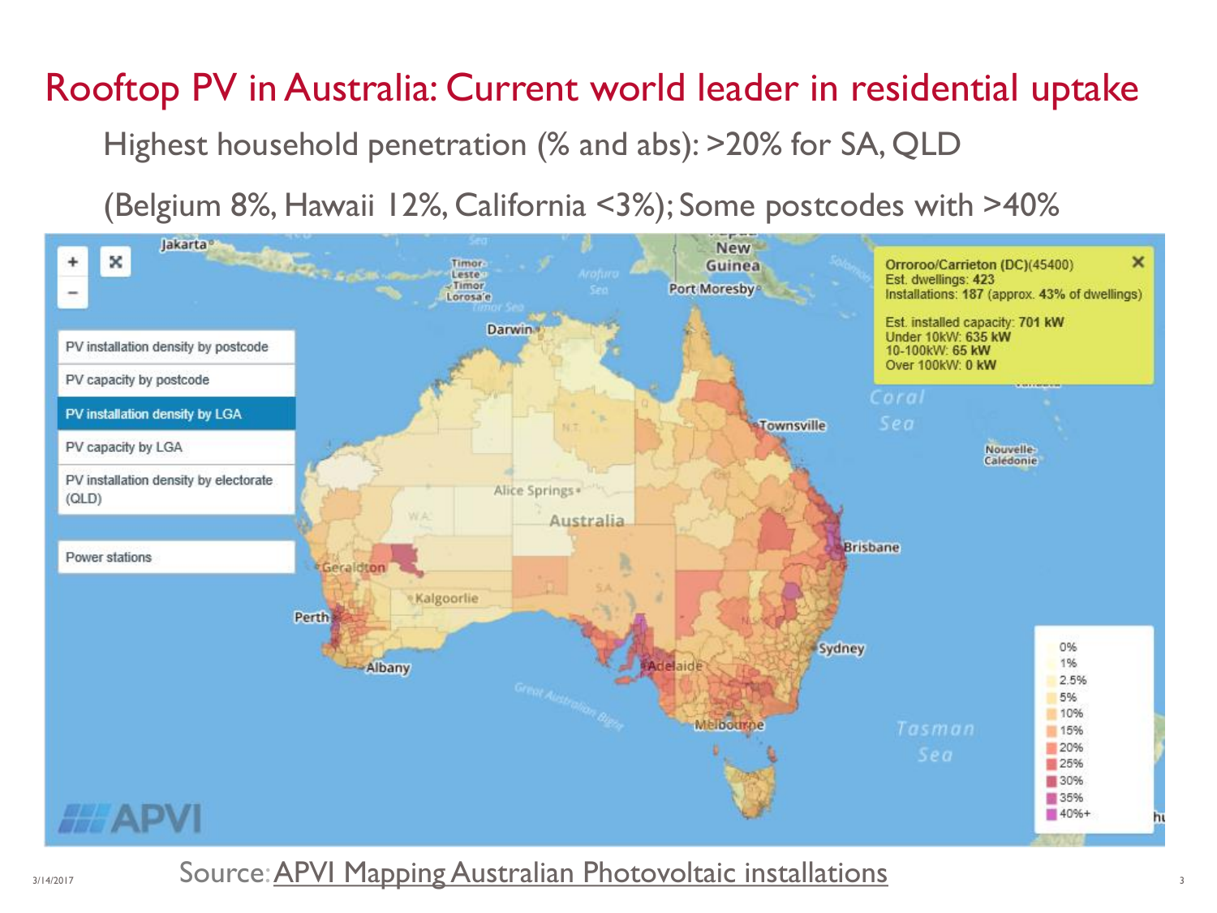# Rooftop PV in Australia: Current world leader in residential uptake

Highest household penetration (% and abs): >20% for SA, QLD

(Belgium 8%, Hawaii 12%, California <3%); Some postcodes with >40%

Source: [APVI Mapping Australian Photovoltaic installations]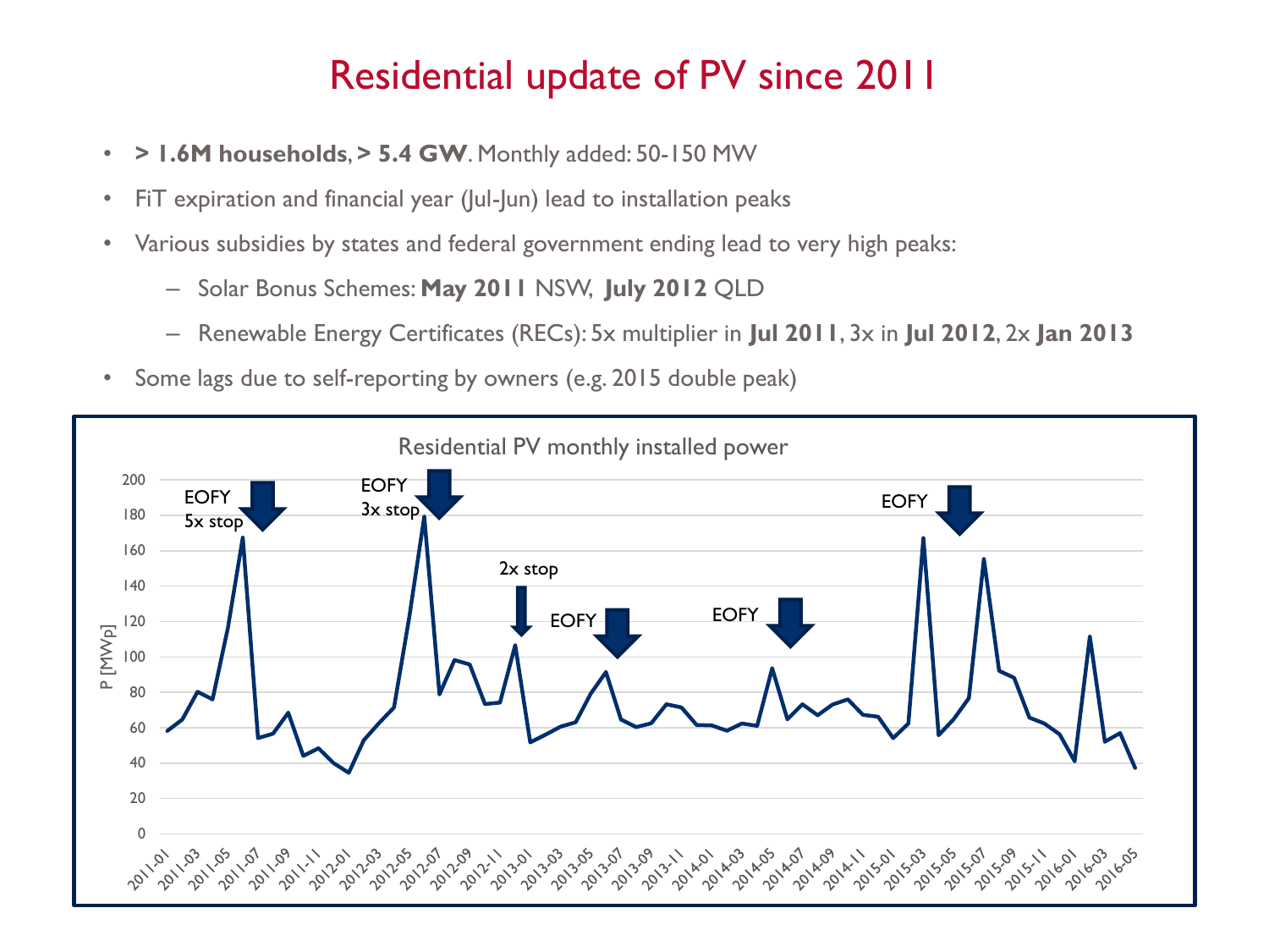# Residential update of PV since 2011

- **> 1.6M households**, **> 5.4 GW**. Monthly added: 50-150 MW
- FiT expiration and financial year (Jul-Jun) lead to installation peaks
- Various subsidies by states and federal government ending lead to very high peaks:
  - Solar Bonus Schemes: **May 2011** NSW, **July 2012** QLD
  - Renewable Energy Certificates (RECs): 5x multiplier in **Jul 2011**, 3x in **Jul 2012**, 2x **Jan 2013**
- Some lags due to self-reporting by owners (e.g. 2015 double peak)

Residential PV monthly installed power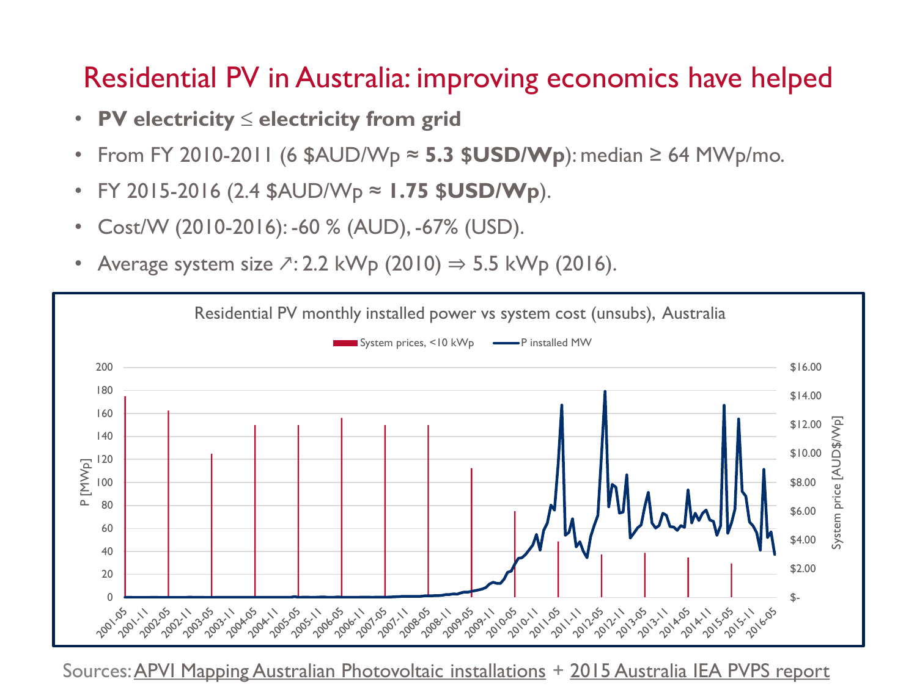# Residential PV in Australia: improving economics have helped

- **PV electricity ≤ electricity from grid**
- From FY 2010-2011 (6 $AUD/Wp ≈ **5.3 $USD/Wp**): median ≥ 64 MWp/mo.
- FY 2015-2016 (2.4 $AUD/Wp ≈ **1.75 $USD/Wp**).
- Cost/W (2010-2016): -60 % (AUD), -67% (USD).
- Average system size ↗: 2.2 kWp (2010) ⇒ 5.5 kWp (2016).

Residential PV monthly installed power vs system cost (unsubs), Australia

System prices, <10 kWp — P installed MW

P [MWp] — System price [AUD$/Wp]

Sources: APVI Mapping Australian Photovoltaic installations + 2015 Australia IEA PVPS report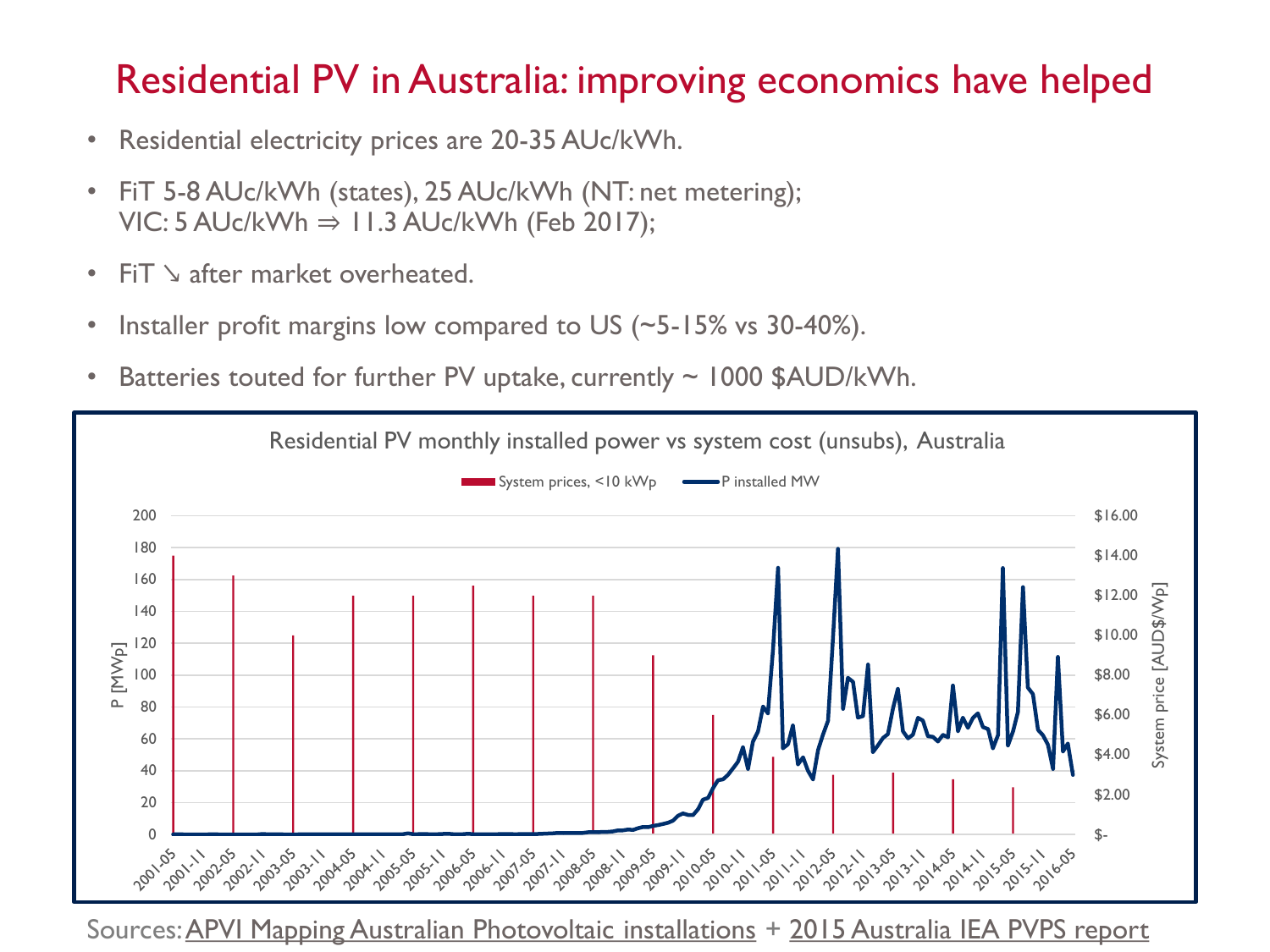# Residential PV in Australia: improving economics have helped

- Residential electricity prices are 20-35 AUc/kWh.
- FiT 5-8 AUc/kWh (states), 25 AUc/kWh (NT: net metering); VIC: 5 AUc/kWh ⇒ 11.3 AUc/kWh (Feb 2017);
- FiT ↘ after market overheated.
- Installer profit margins low compared to US (~5-15% vs 30-40%).
- Batteries touted for further PV uptake, currently ~ 1000 $AUD/kWh.

Residential PV monthly installed power vs system cost (unsubs), Australia

Sources: APVI Mapping Australian Photovoltaic installations + 2015 Australia IEA PVPS report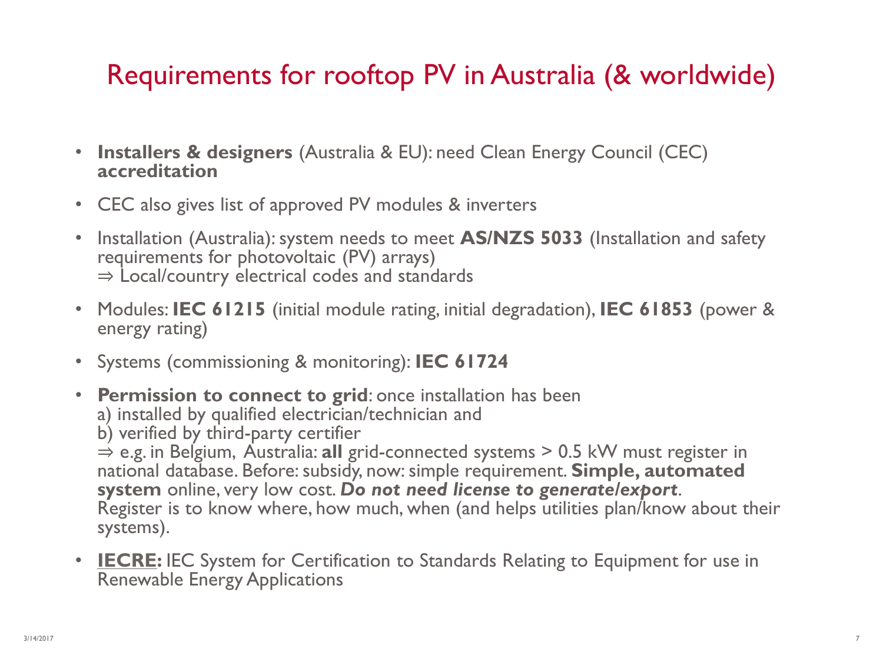# Requirements for rooftop PV in Australia (& worldwide)

- **Installers & designers** (Australia & EU): need Clean Energy Council (CEC) **accreditation**
- CEC also gives list of approved PV modules & inverters
- Installation (Australia): system needs to meet **AS/NZS 5033** (Installation and safety requirements for photovoltaic (PV) arrays)
  ⇒ Local/country electrical codes and standards
- Modules: **IEC 61215** (initial module rating, initial degradation), **IEC 61853** (power & energy rating)
- Systems (commissioning & monitoring): **IEC 61724**
- **Permission to connect to grid**: once installation has been
  a) installed by qualified electrician/technician and
  b) verified by third-party certifier
  ⇒ e.g. in Belgium, Australia: **all** grid-connected systems > 0.5 kW must register in national database. Before: subsidy, now: simple requirement. **Simple, automated system** online, very low cost. ***Do not need license to generate/export***.
  Register is to know where, how much, when (and helps utilities plan/know about their systems).
- **IECRE:** IEC System for Certification to Standards Relating to Equipment for use in Renewable Energy Applications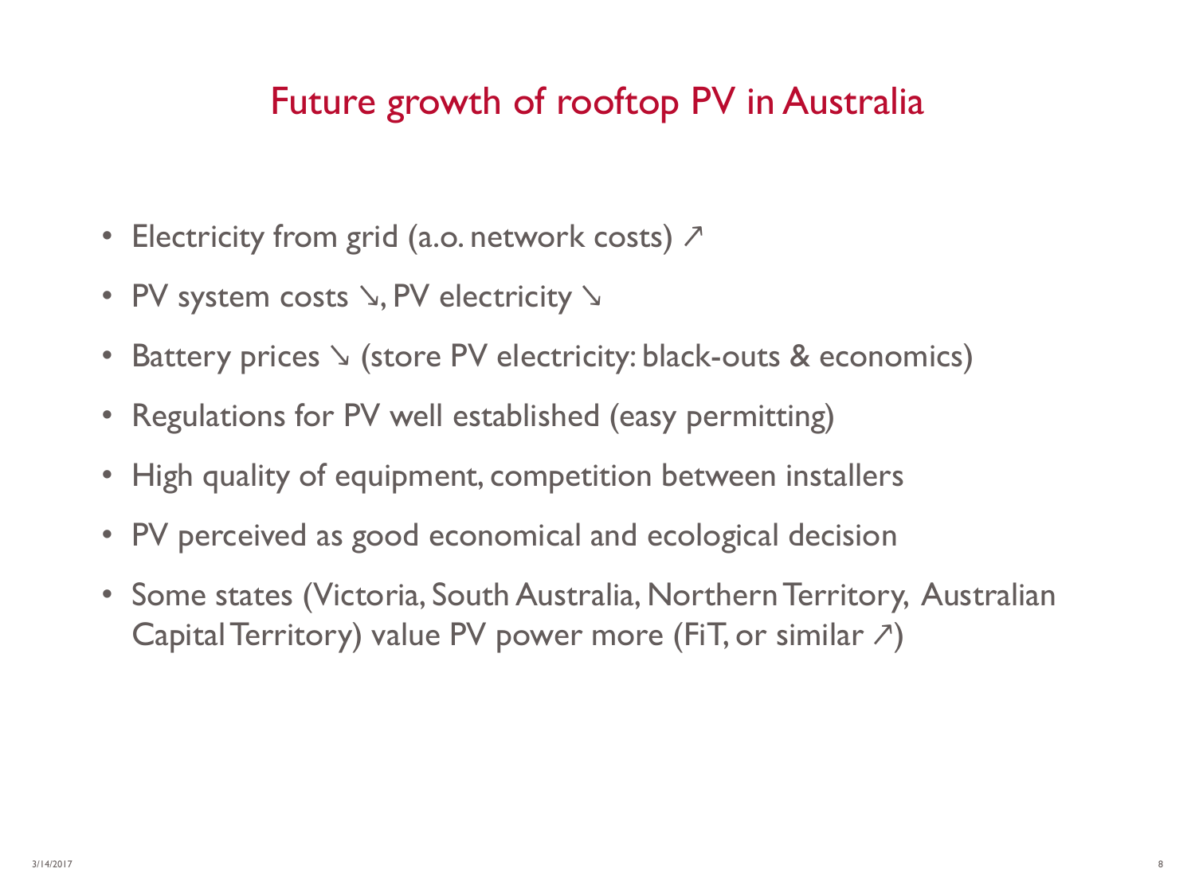# Future growth of rooftop PV in Australia

- Electricity from grid (a.o. network costs) ↗
- PV system costs ↘, PV electricity ↘
- Battery prices ↘ (store PV electricity: black-outs & economics)
- Regulations for PV well established (easy permitting)
- High quality of equipment, competition between installers
- PV perceived as good economical and ecological decision
- Some states (Victoria, South Australia, Northern Territory, Australian Capital Territory) value PV power more (FiT, or similar ↗)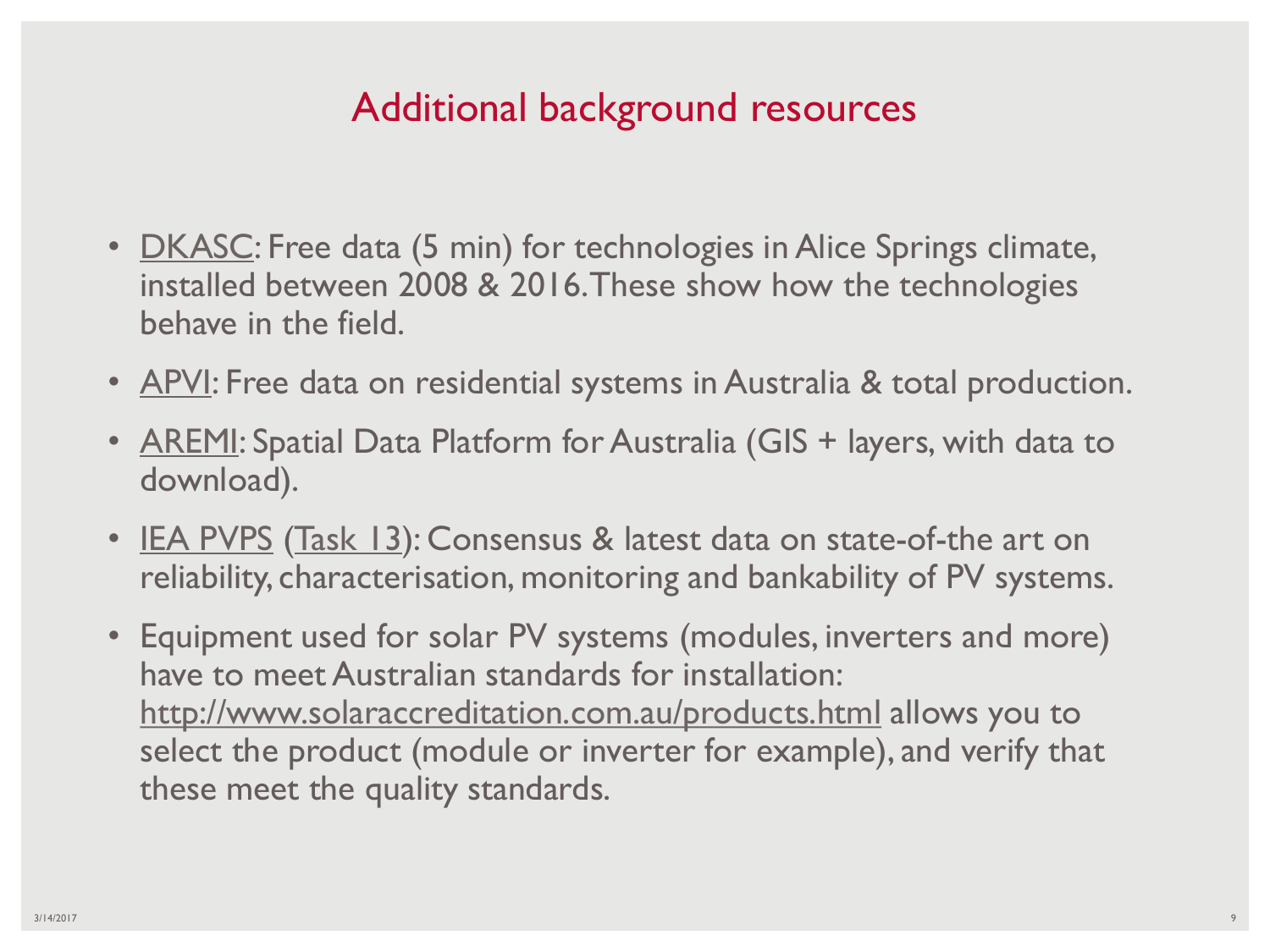# Additional background resources

- DKASC: Free data (5 min) for technologies in Alice Springs climate, installed between 2008 & 2016. These show how the technologies behave in the field.
- APVI: Free data on residential systems in Australia & total production.
- AREMI: Spatial Data Platform for Australia (GIS + layers, with data to download).
- IEA PVPS (Task 13): Consensus & latest data on state-of-the art on reliability, characterisation, monitoring and bankability of PV systems.
- Equipment used for solar PV systems (modules, inverters and more) have to meet Australian standards for installation: http://www.solaraccreditation.com.au/products.html allows you to select the product (module or inverter for example), and verify that these meet the quality standards.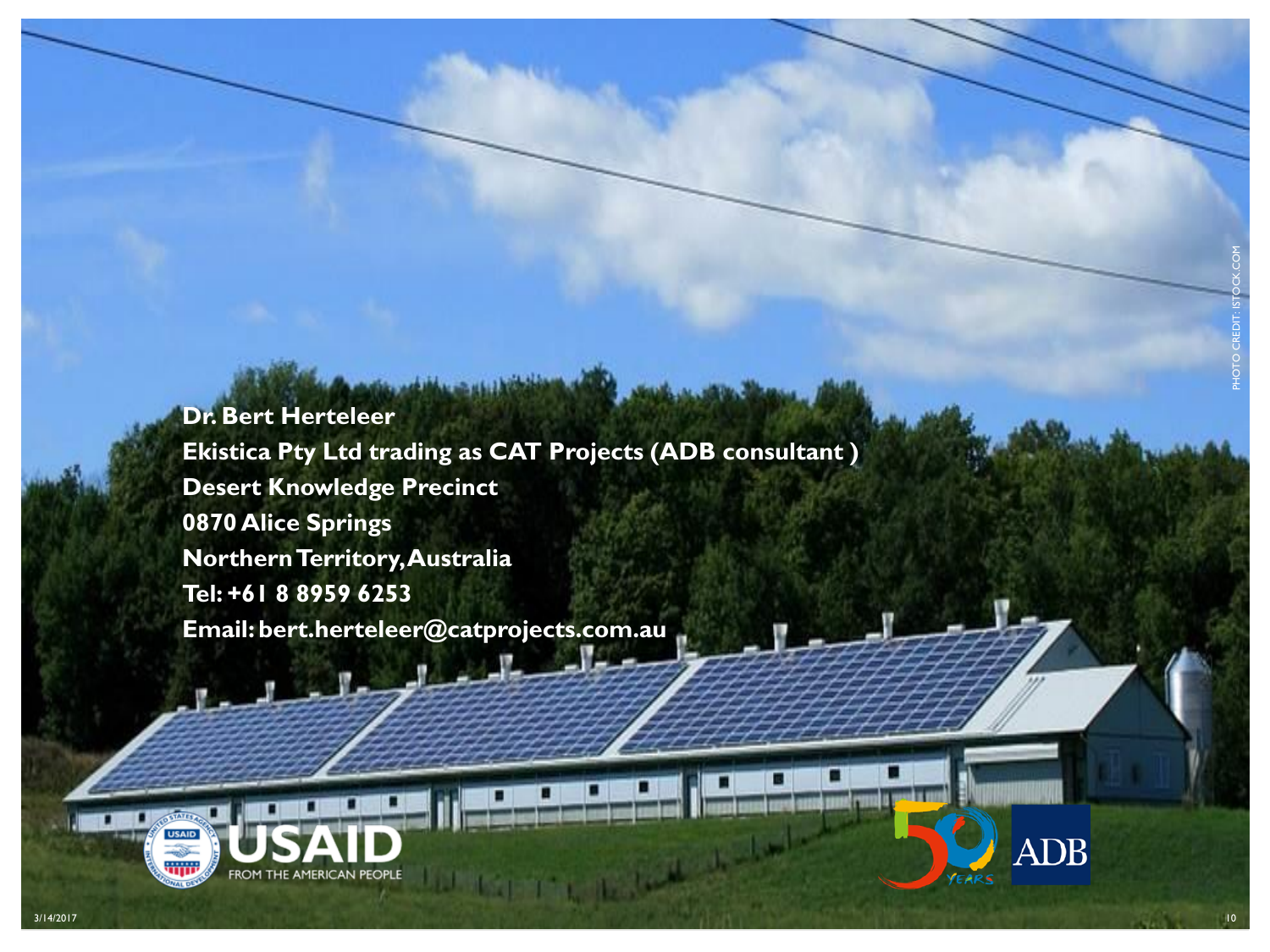**Dr. Bert Herteleer**
**Ekistica Pty Ltd trading as CAT Projects (ADB consultant )**
**Desert Knowledge Precinct**
**0870 Alice Springs**
**Northern Territory, Australia**
**Tel: +61 8 8959 6253**
**Email: bert.herteleer@catprojects.com.au**

PHOTO CREDIT: ISTOCK.COM

USAID FROM THE AMERICAN PEOPLE

50 YEARS ADB

3/14/2017